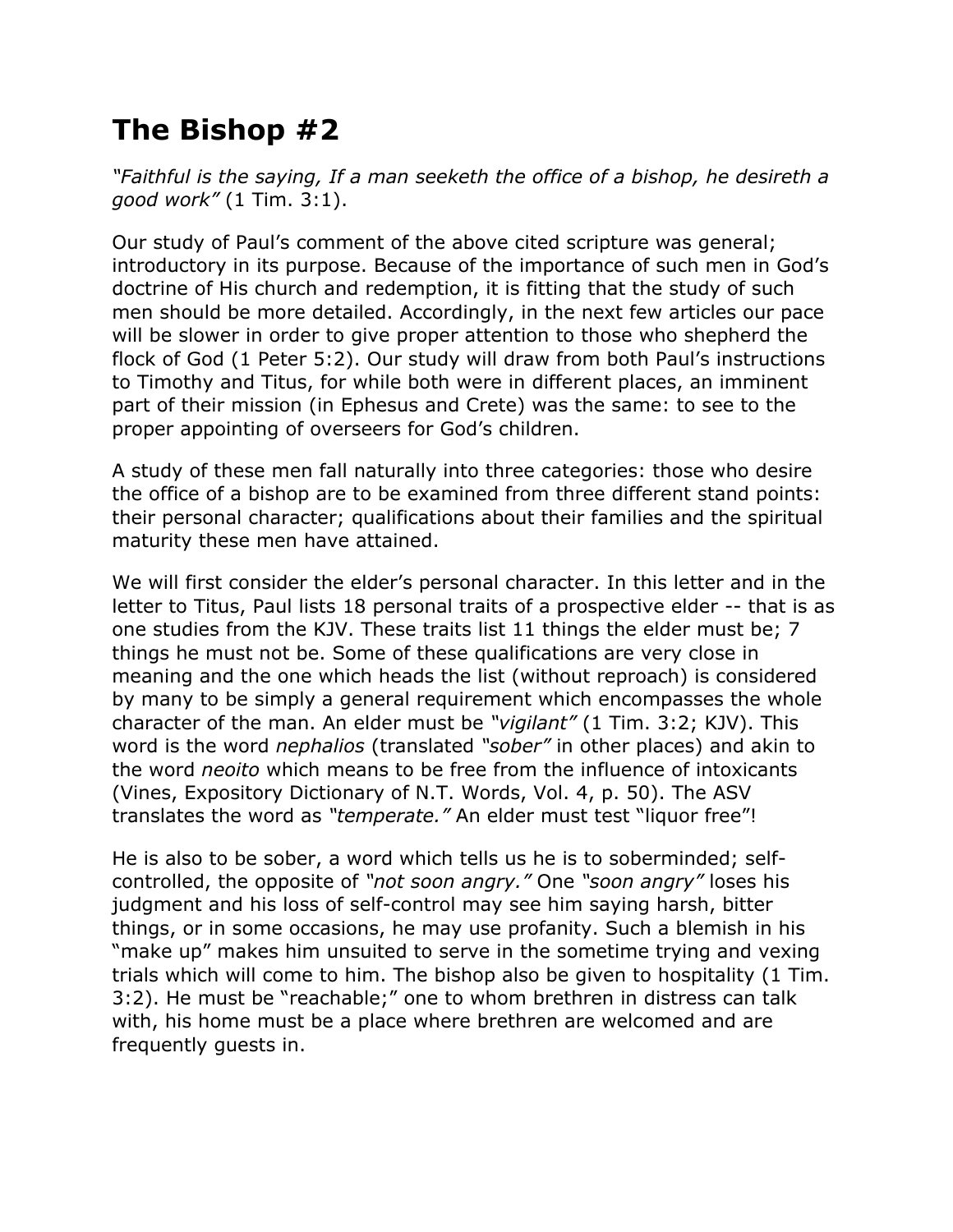# The Bishop #2

*"Faithful is the saying, If a man seeketh the office of a bishop, he desireth a good work"* (1 Tim. 3:1).

Our study of Paul's comment of the above cited scripture was general; introductory in its purpose. Because of the importance of such men in God's doctrine of His church and redemption, it is fitting that the study of such men should be more detailed. Accordingly, in the next few articles our pace will be slower in order to give proper attention to those who shepherd the flock of God (1 Peter 5:2). Our study will draw from both Paul's instructions to Timothy and Titus, for while both were in different places, an imminent part of their mission (in Ephesus and Crete) was the same: to see to the proper appointing of overseers for God's children.

A study of these men fall naturally into three categories: those who desire the office of a bishop are to be examined from three different stand points: their personal character; qualifications about their families and the spiritual maturity these men have attained.

We will first consider the elder's personal character. In this letter and in the letter to Titus, Paul lists 18 personal traits of a prospective elder -- that is as one studies from the KJV. These traits list 11 things the elder must be; 7 things he must not be. Some of these qualifications are very close in meaning and the one which heads the list (without reproach) is considered by many to be simply a general requirement which encompasses the whole character of the man. An elder must be *"vigilant"* (1 Tim. 3:2; KJV). This word is the word *nephalios* (translated *"sober"* in other places) and akin to the word *neoito* which means to be free from the influence of intoxicants (Vines, Expository Dictionary of N.T. Words, Vol. 4, p. 50). The ASV translates the word as *"temperate."* An elder must test "liquor free"!

He is also to be sober, a word which tells us he is to soberminded; self-controlled, the opposite of *"not soon angry."* One *"soon angry"* loses his judgment and his loss of self-control may see him saying harsh, bitter things, or in some occasions, he may use profanity. Such a blemish in his "make up" makes him unsuited to serve in the sometime trying and vexing trials which will come to him. The bishop also be given to hospitality (1 Tim. 3:2). He must be "reachable;" one to whom brethren in distress can talk with, his home must be a place where brethren are welcomed and are frequently guests in.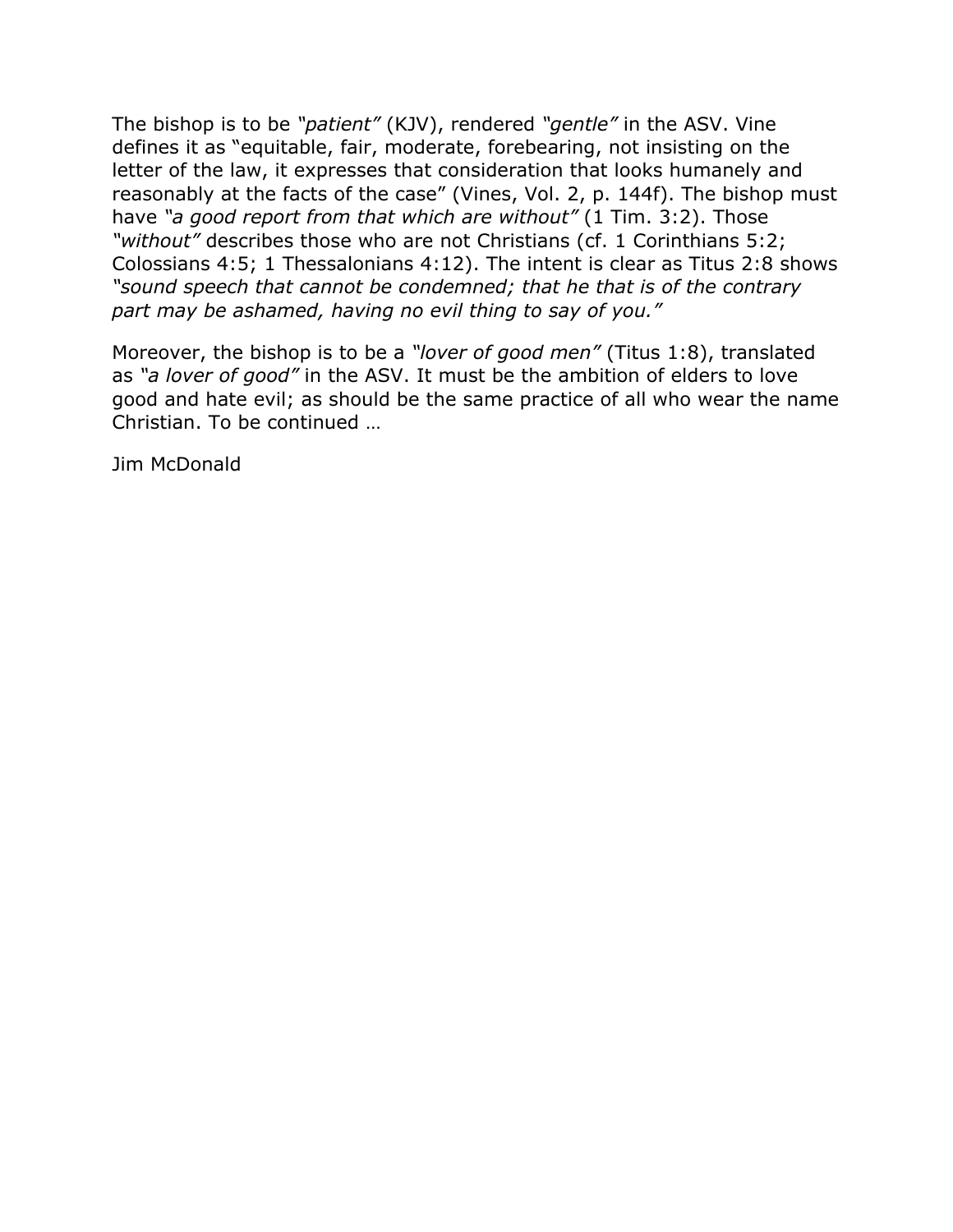The bishop is to be *"patient"* (KJV), rendered *"gentle"* in the ASV. Vine defines it as "equitable, fair, moderate, forebearing, not insisting on the letter of the law, it expresses that consideration that looks humanely and reasonably at the facts of the case" (Vines, Vol. 2, p. 144f). The bishop must have *"a good report from that which are without"* (1 Tim. 3:2). Those *"without"* describes those who are not Christians (cf. 1 Corinthians 5:2; Colossians 4:5; 1 Thessalonians 4:12). The intent is clear as Titus 2:8 shows *"sound speech that cannot be condemned; that he that is of the contrary part may be ashamed, having no evil thing to say of you."*

Moreover, the bishop is to be a *"lover of good men"* (Titus 1:8), translated as *"a lover of good"* in the ASV. It must be the ambition of elders to love good and hate evil; as should be the same practice of all who wear the name Christian. To be continued …

Jim McDonald